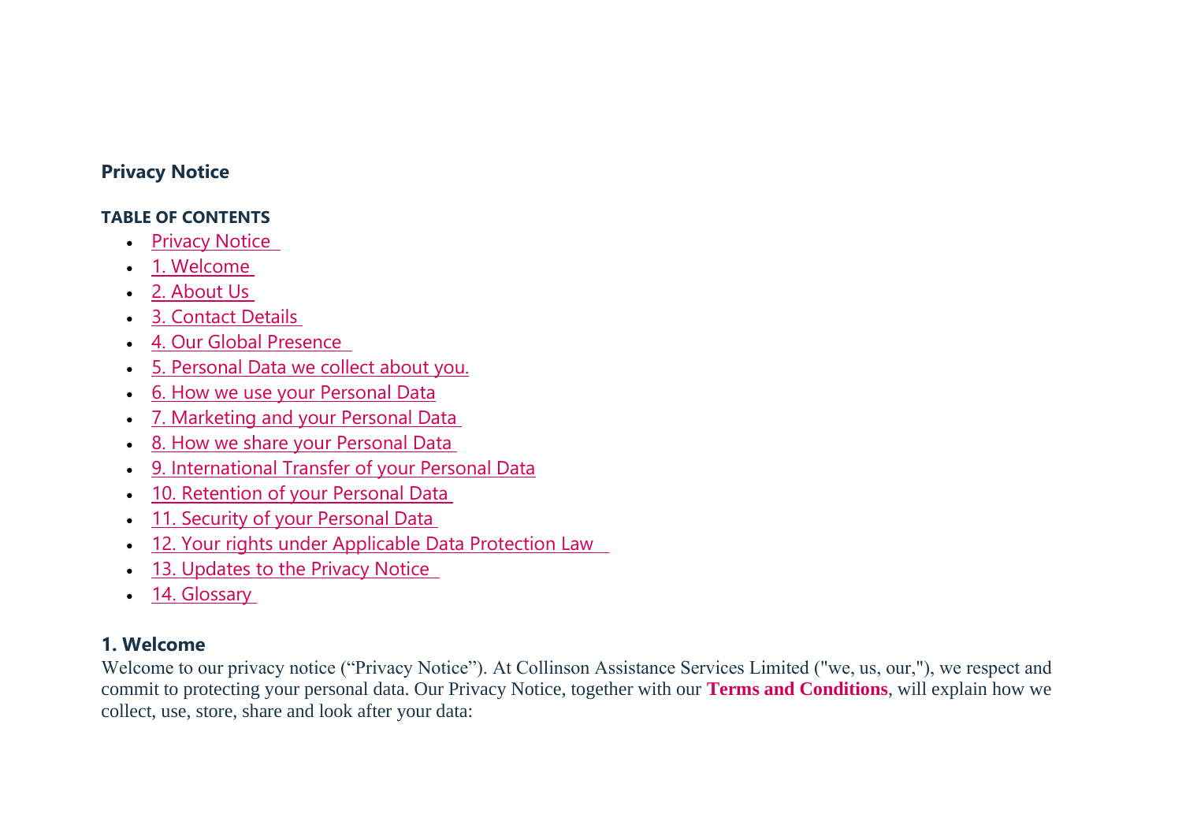# Privacy Notice

**TABLE OF CONTENTS**

- Privacy Notice
- 1. Welcome
- 2. About Us
- 3. Contact Details
- 4. Our Global Presence
- 5. Personal Data we collect about you.
- 6. How we use your Personal Data
- 7. Marketing and your Personal Data
- 8. How we share your Personal Data
- 9. International Transfer of your Personal Data
- 10. Retention of your Personal Data
- 11. Security of your Personal Data
- 12. Your rights under Applicable Data Protection Law
- 13. Updates to the Privacy Notice
- 14. Glossary

## 1. Welcome

Welcome to our privacy notice ("Privacy Notice"). At Collinson Assistance Services Limited ("we, us, our,"), we respect and commit to protecting your personal data. Our Privacy Notice, together with our **Terms and Conditions**, will explain how we collect, use, store, share and look after your data: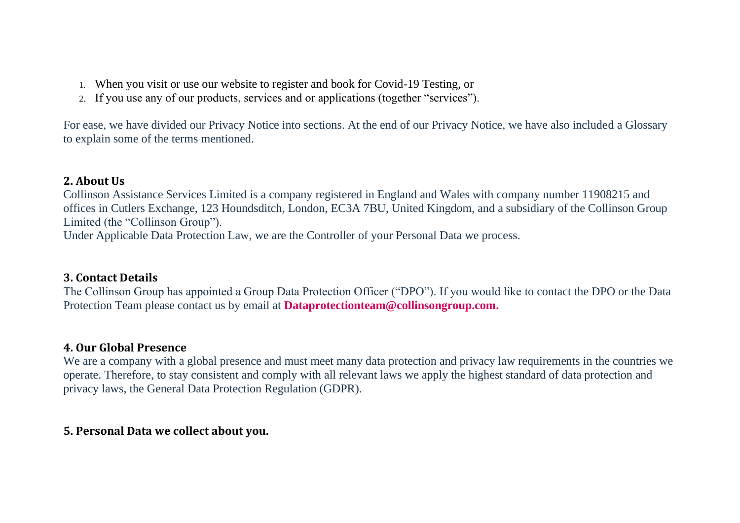1. When you visit or use our website to register and book for Covid-19 Testing, or
2. If you use any of our products, services and or applications (together "services").

For ease, we have divided our Privacy Notice into sections. At the end of our Privacy Notice, we have also included a Glossary to explain some of the terms mentioned.

## 2. About Us

Collinson Assistance Services Limited is a company registered in England and Wales with company number 11908215 and offices in Cutlers Exchange, 123 Houndsditch, London, EC3A 7BU, United Kingdom, and a subsidiary of the Collinson Group Limited (the "Collinson Group").

Under Applicable Data Protection Law, we are the Controller of your Personal Data we process.

## 3. Contact Details

The Collinson Group has appointed a Group Data Protection Officer ("DPO"). If you would like to contact the DPO or the Data Protection Team please contact us by email at **Dataprotectionteam@collinsongroup.com.**

## 4. Our Global Presence

We are a company with a global presence and must meet many data protection and privacy law requirements in the countries we operate. Therefore, to stay consistent and comply with all relevant laws we apply the highest standard of data protection and privacy laws, the General Data Protection Regulation (GDPR).

## 5. Personal Data we collect about you.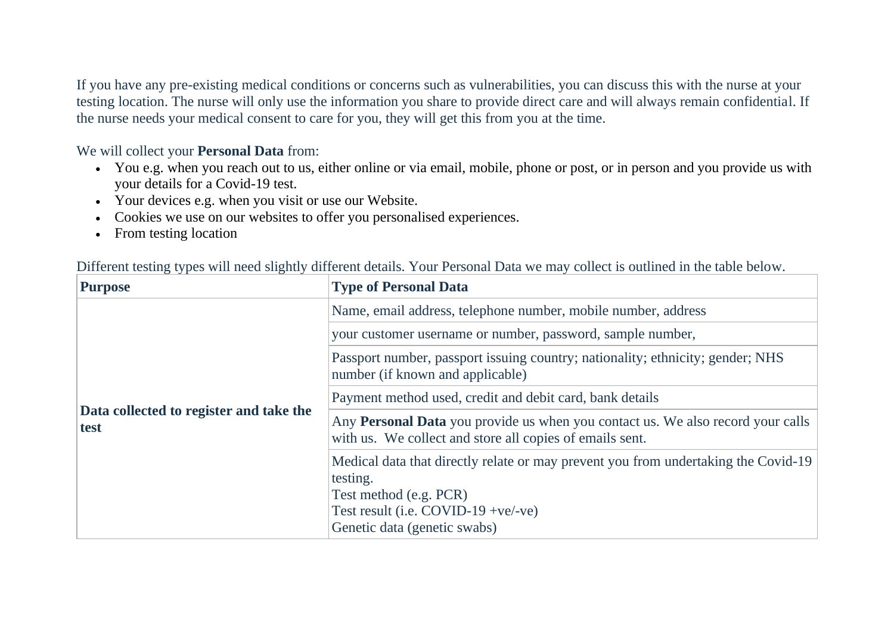If you have any pre-existing medical conditions or concerns such as vulnerabilities, you can discuss this with the nurse at your testing location. The nurse will only use the information you share to provide direct care and will always remain confidential. If the nurse needs your medical consent to care for you, they will get this from you at the time.

We will collect your **Personal Data** from:

- You e.g. when you reach out to us, either online or via email, mobile, phone or post, or in person and you provide us with your details for a Covid-19 test.
- Your devices e.g. when you visit or use our Website.
- Cookies we use on our websites to offer you personalised experiences.
- From testing location

Different testing types will need slightly different details. Your Personal Data we may collect is outlined in the table below.

| Purpose | Type of Personal Data |
| --- | --- |
| **Data collected to register and take the test** | Name, email address, telephone number, mobile number, address |
| | your customer username or number, password, sample number, |
| | Passport number, passport issuing country; nationality; ethnicity; gender; NHS number (if known and applicable) |
| | Payment method used, credit and debit card, bank details |
| | Any **Personal Data** you provide us when you contact us. We also record your calls with us. We collect and store all copies of emails sent. |
| | Medical data that directly relate or may prevent you from undertaking the Covid-19 testing.<br>Test method (e.g. PCR)<br>Test result (i.e. COVID-19 +ve/-ve)<br>Genetic data (genetic swabs) |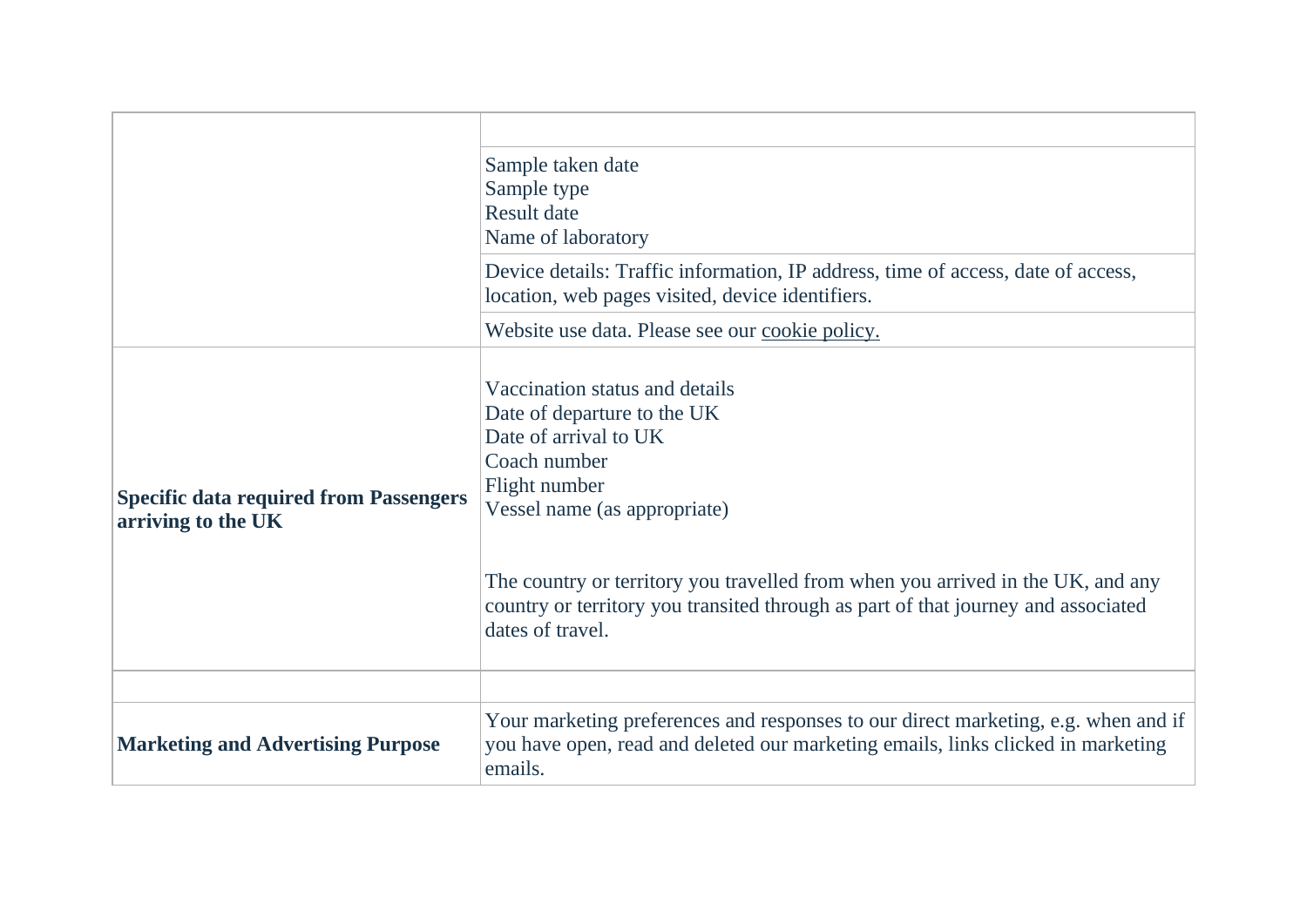| | |
|---|---|
| | |
| | Sample taken date<br>Sample type<br>Result date<br>Name of laboratory |
| | Device details: Traffic information, IP address, time of access, date of access, location, web pages visited, device identifiers. |
| | Website use data. Please see our cookie policy. |
| **Specific data required from Passengers arriving to the UK** | Vaccination status and details<br>Date of departure to the UK<br>Date of arrival to UK<br>Coach number<br>Flight number<br>Vessel name (as appropriate)<br><br>The country or territory you travelled from when you arrived in the UK, and any country or territory you transited through as part of that journey and associated dates of travel. |
| | |
| **Marketing and Advertising Purpose** | Your marketing preferences and responses to our direct marketing, e.g. when and if you have open, read and deleted our marketing emails, links clicked in marketing emails. |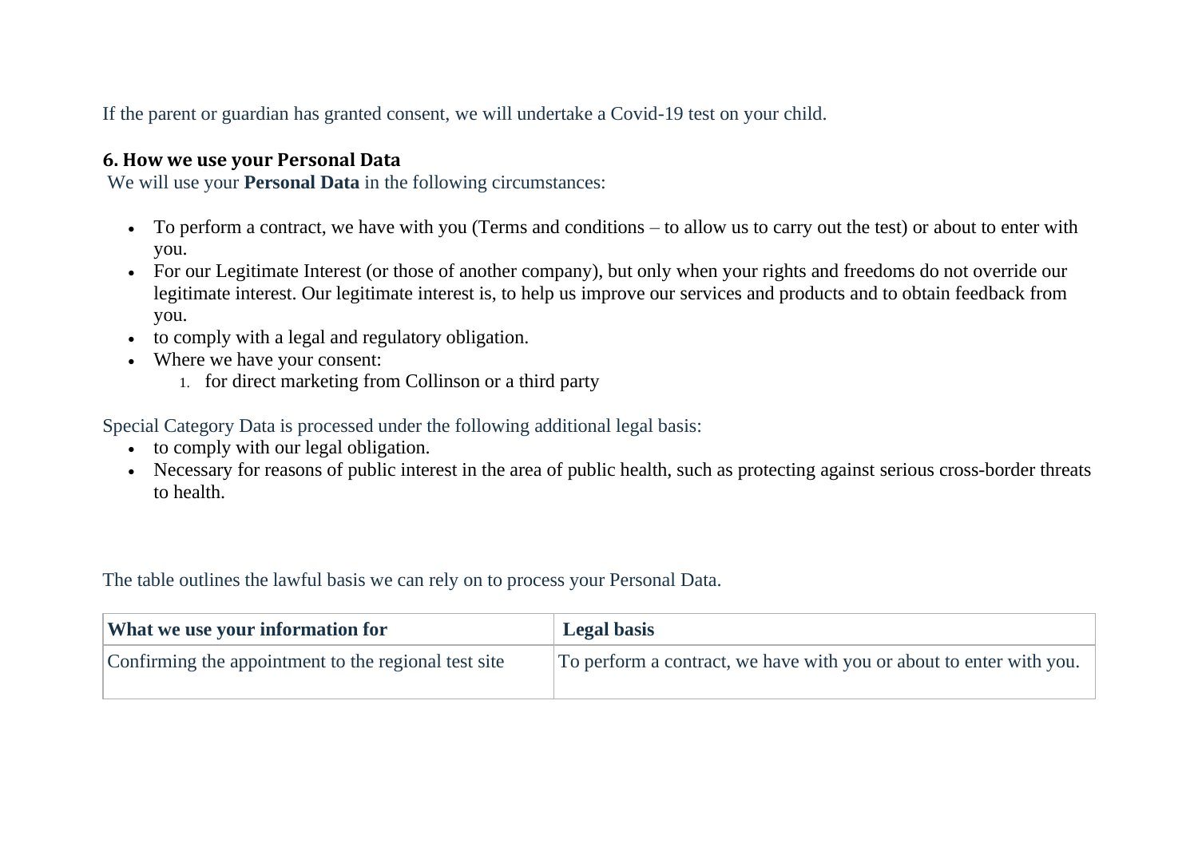If the parent or guardian has granted consent, we will undertake a Covid-19 test on your child.

## 6. How we use your Personal Data

We will use your **Personal Data** in the following circumstances:

- To perform a contract, we have with you (Terms and conditions – to allow us to carry out the test) or about to enter with you.
- For our Legitimate Interest (or those of another company), but only when your rights and freedoms do not override our legitimate interest. Our legitimate interest is, to help us improve our services and products and to obtain feedback from you.
- to comply with a legal and regulatory obligation.
- Where we have your consent:
    1. for direct marketing from Collinson or a third party

Special Category Data is processed under the following additional legal basis:

- to comply with our legal obligation.
- Necessary for reasons of public interest in the area of public health, such as protecting against serious cross-border threats to health.

The table outlines the lawful basis we can rely on to process your Personal Data.

| What we use your information for | Legal basis |
|---|---|
| Confirming the appointment to the regional test site | To perform a contract, we have with you or about to enter with you. |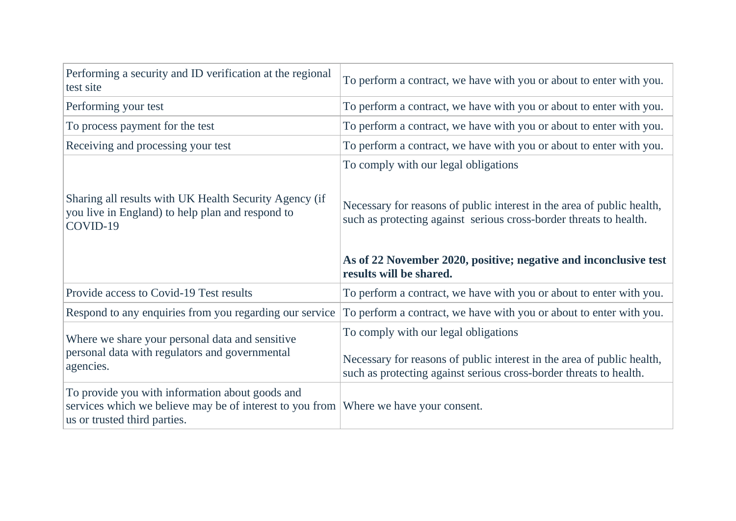| | |
|---|---|
| Performing a security and ID verification at the regional test site | To perform a contract, we have with you or about to enter with you. |
| Performing your test | To perform a contract, we have with you or about to enter with you. |
| To process payment for the test | To perform a contract, we have with you or about to enter with you. |
| Receiving and processing your test | To perform a contract, we have with you or about to enter with you. |
| Sharing all results with UK Health Security Agency (if you live in England) to help plan and respond to COVID-19 | To comply with our legal obligations<br><br>Necessary for reasons of public interest in the area of public health, such as protecting against serious cross-border threats to health.<br><br>**As of 22 November 2020, positive; negative and inconclusive test results will be shared.** |
| Provide access to Covid-19 Test results | To perform a contract, we have with you or about to enter with you. |
| Respond to any enquiries from you regarding our service | To perform a contract, we have with you or about to enter with you. |
| Where we share your personal data and sensitive personal data with regulators and governmental agencies. | To comply with our legal obligations<br><br>Necessary for reasons of public interest in the area of public health, such as protecting against serious cross-border threats to health. |
| To provide you with information about goods and services which we believe may be of interest to you from us or trusted third parties. | Where we have your consent. |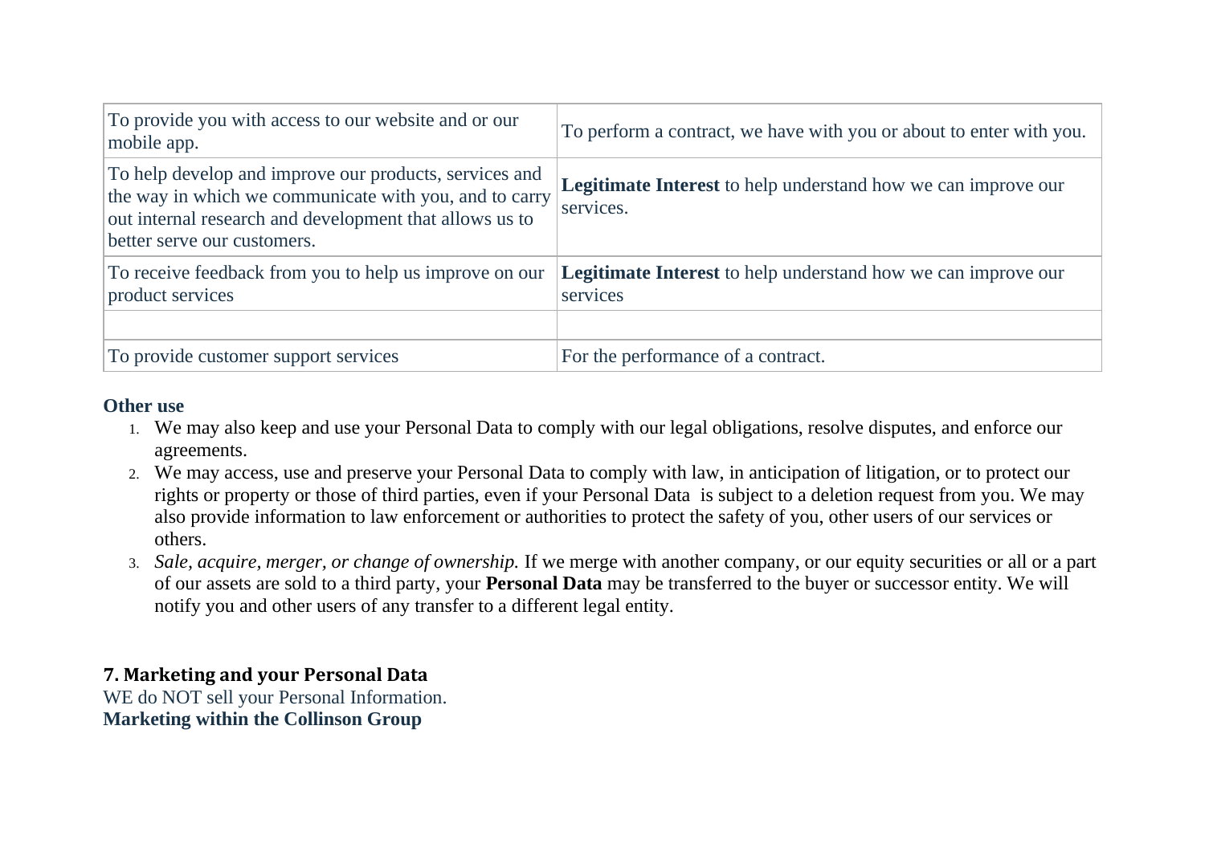| To provide you with access to our website and or our mobile app. | To perform a contract, we have with you or about to enter with you. |
|---|---|
| To help develop and improve our products, services and the way in which we communicate with you, and to carry out internal research and development that allows us to better serve our customers. | **Legitimate Interest** to help understand how we can improve our services. |
| To receive feedback from you to help us improve on our product services | **Legitimate Interest** to help understand how we can improve our services |
| | |
| To provide customer support services | For the performance of a contract. |

**Other use**

1. We may also keep and use your Personal Data to comply with our legal obligations, resolve disputes, and enforce our agreements.
2. We may access, use and preserve your Personal Data to comply with law, in anticipation of litigation, or to protect our rights or property or those of third parties, even if your Personal Data is subject to a deletion request from you. We may also provide information to law enforcement or authorities to protect the safety of you, other users of our services or others.
3. *Sale, acquire, merger, or change of ownership.* If we merge with another company, or our equity securities or all or a part of our assets are sold to a third party, your **Personal Data** may be transferred to the buyer or successor entity. We will notify you and other users of any transfer to a different legal entity.

## 7. Marketing and your Personal Data

WE do NOT sell your Personal Information.

**Marketing within the Collinson Group**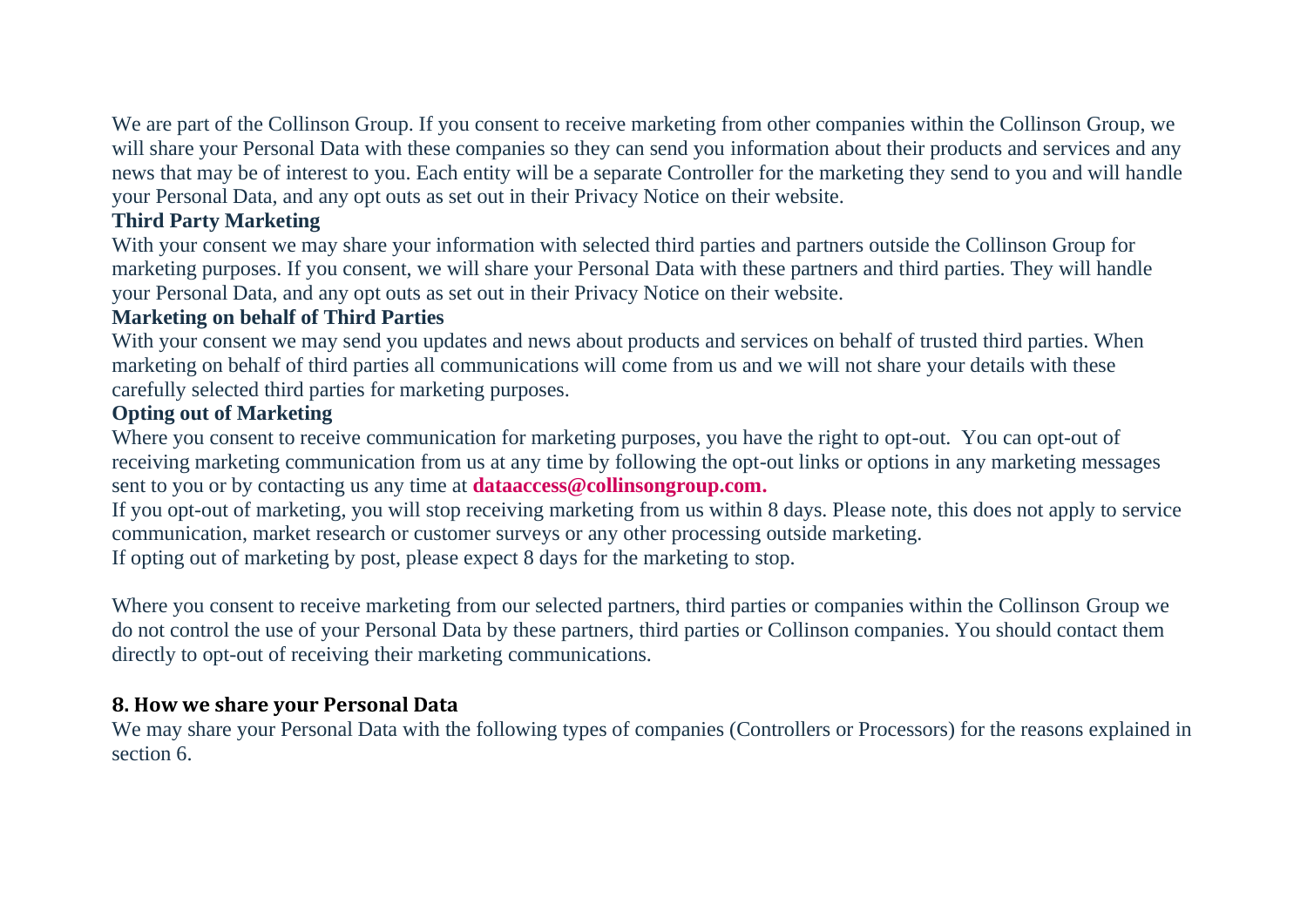We are part of the Collinson Group. If you consent to receive marketing from other companies within the Collinson Group, we will share your Personal Data with these companies so they can send you information about their products and services and any news that may be of interest to you. Each entity will be a separate Controller for the marketing they send to you and will handle your Personal Data, and any opt outs as set out in their Privacy Notice on their website.

**Third Party Marketing**

With your consent we may share your information with selected third parties and partners outside the Collinson Group for marketing purposes. If you consent, we will share your Personal Data with these partners and third parties. They will handle your Personal Data, and any opt outs as set out in their Privacy Notice on their website.

**Marketing on behalf of Third Parties**

With your consent we may send you updates and news about products and services on behalf of trusted third parties. When marketing on behalf of third parties all communications will come from us and we will not share your details with these carefully selected third parties for marketing purposes.

**Opting out of Marketing**

Where you consent to receive communication for marketing purposes, you have the right to opt-out. You can opt-out of receiving marketing communication from us at any time by following the opt-out links or options in any marketing messages sent to you or by contacting us any time at **dataaccess@collinsongroup.com.**

If you opt-out of marketing, you will stop receiving marketing from us within 8 days. Please note, this does not apply to service communication, market research or customer surveys or any other processing outside marketing.

If opting out of marketing by post, please expect 8 days for the marketing to stop.

Where you consent to receive marketing from our selected partners, third parties or companies within the Collinson Group we do not control the use of your Personal Data by these partners, third parties or Collinson companies. You should contact them directly to opt-out of receiving their marketing communications.

## 8. How we share your Personal Data

We may share your Personal Data with the following types of companies (Controllers or Processors) for the reasons explained in section 6.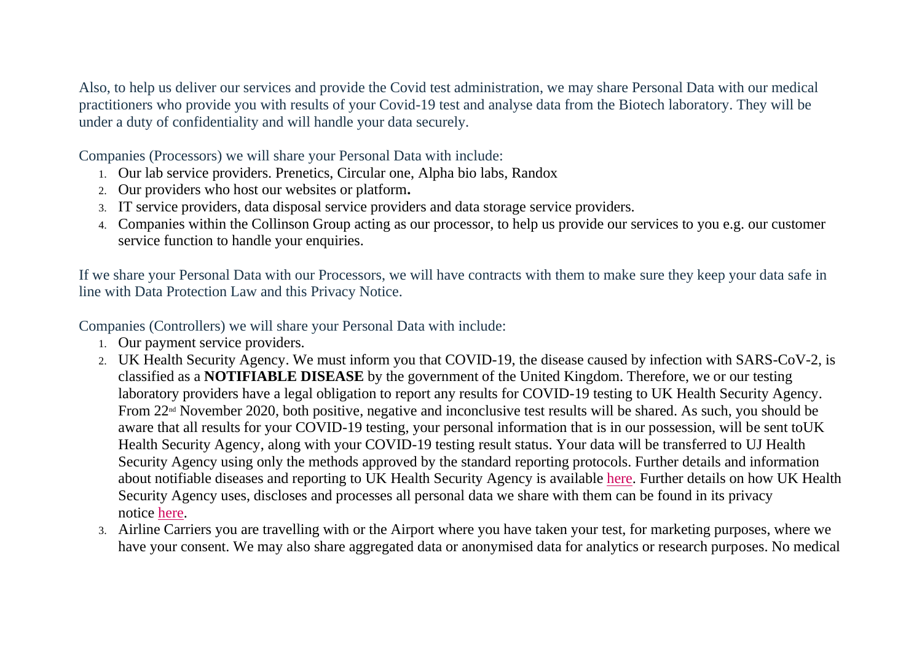Also, to help us deliver our services and provide the Covid test administration, we may share Personal Data with our medical practitioners who provide you with results of your Covid-19 test and analyse data from the Biotech laboratory. They will be under a duty of confidentiality and will handle your data securely.

Companies (Processors) we will share your Personal Data with include:

1. Our lab service providers. Prenetics, Circular one, Alpha bio labs, Randox
2. Our providers who host our websites or platform**.**
3. IT service providers, data disposal service providers and data storage service providers.
4. Companies within the Collinson Group acting as our processor, to help us provide our services to you e.g. our customer service function to handle your enquiries.

If we share your Personal Data with our Processors, we will have contracts with them to make sure they keep your data safe in line with Data Protection Law and this Privacy Notice.

Companies (Controllers) we will share your Personal Data with include:

1. Our payment service providers.
2. UK Health Security Agency. We must inform you that COVID-19, the disease caused by infection with SARS-CoV-2, is classified as a **NOTIFIABLE DISEASE** by the government of the United Kingdom. Therefore, we or our testing laboratory providers have a legal obligation to report any results for COVID-19 testing to UK Health Security Agency. From 22nd November 2020, both positive, negative and inconclusive test results will be shared. As such, you should be aware that all results for your COVID-19 testing, your personal information that is in our possession, will be sent toUK Health Security Agency, along with your COVID-19 testing result status. Your data will be transferred to UJ Health Security Agency using only the methods approved by the standard reporting protocols. Further details and information about notifiable diseases and reporting to UK Health Security Agency is available here. Further details on how UK Health Security Agency uses, discloses and processes all personal data we share with them can be found in its privacy notice here.
3. Airline Carriers you are travelling with or the Airport where you have taken your test, for marketing purposes, where we have your consent. We may also share aggregated data or anonymised data for analytics or research purposes. No medical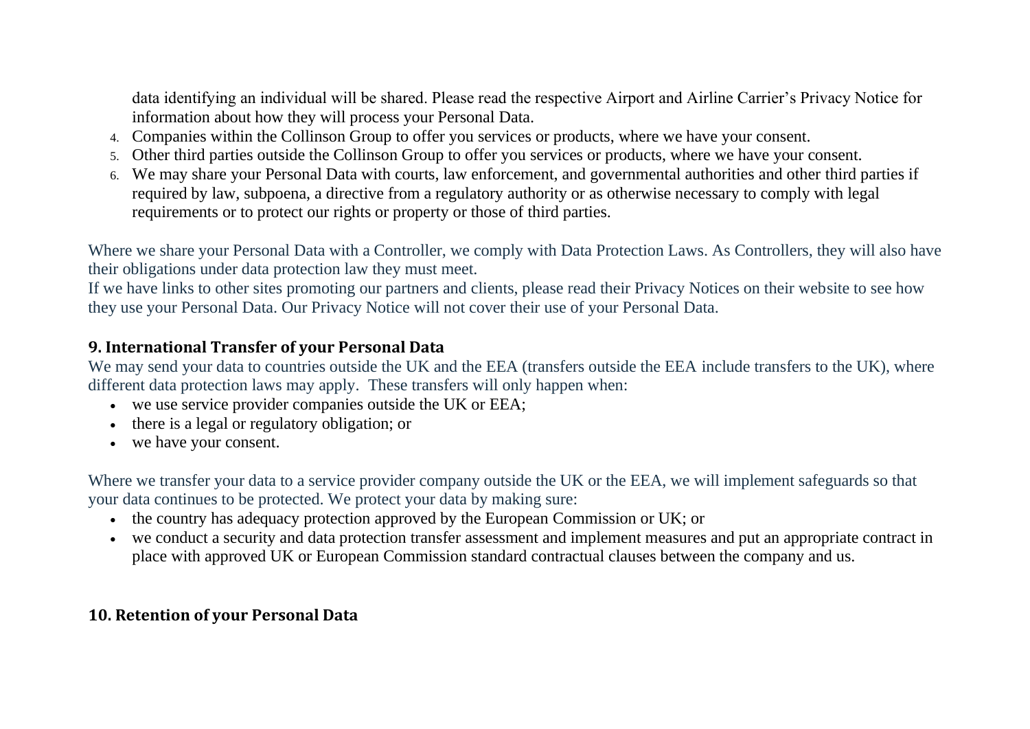data identifying an individual will be shared. Please read the respective Airport and Airline Carrier's Privacy Notice for information about how they will process your Personal Data.

4. Companies within the Collinson Group to offer you services or products, where we have your consent.
5. Other third parties outside the Collinson Group to offer you services or products, where we have your consent.
6. We may share your Personal Data with courts, law enforcement, and governmental authorities and other third parties if required by law, subpoena, a directive from a regulatory authority or as otherwise necessary to comply with legal requirements or to protect our rights or property or those of third parties.

Where we share your Personal Data with a Controller, we comply with Data Protection Laws. As Controllers, they will also have their obligations under data protection law they must meet.

If we have links to other sites promoting our partners and clients, please read their Privacy Notices on their website to see how they use your Personal Data. Our Privacy Notice will not cover their use of your Personal Data.

## 9. International Transfer of your Personal Data

We may send your data to countries outside the UK and the EEA (transfers outside the EEA include transfers to the UK), where different data protection laws may apply. These transfers will only happen when:

- we use service provider companies outside the UK or EEA;
- there is a legal or regulatory obligation; or
- we have your consent.

Where we transfer your data to a service provider company outside the UK or the EEA, we will implement safeguards so that your data continues to be protected. We protect your data by making sure:

- the country has adequacy protection approved by the European Commission or UK; or
- we conduct a security and data protection transfer assessment and implement measures and put an appropriate contract in place with approved UK or European Commission standard contractual clauses between the company and us.

## 10. Retention of your Personal Data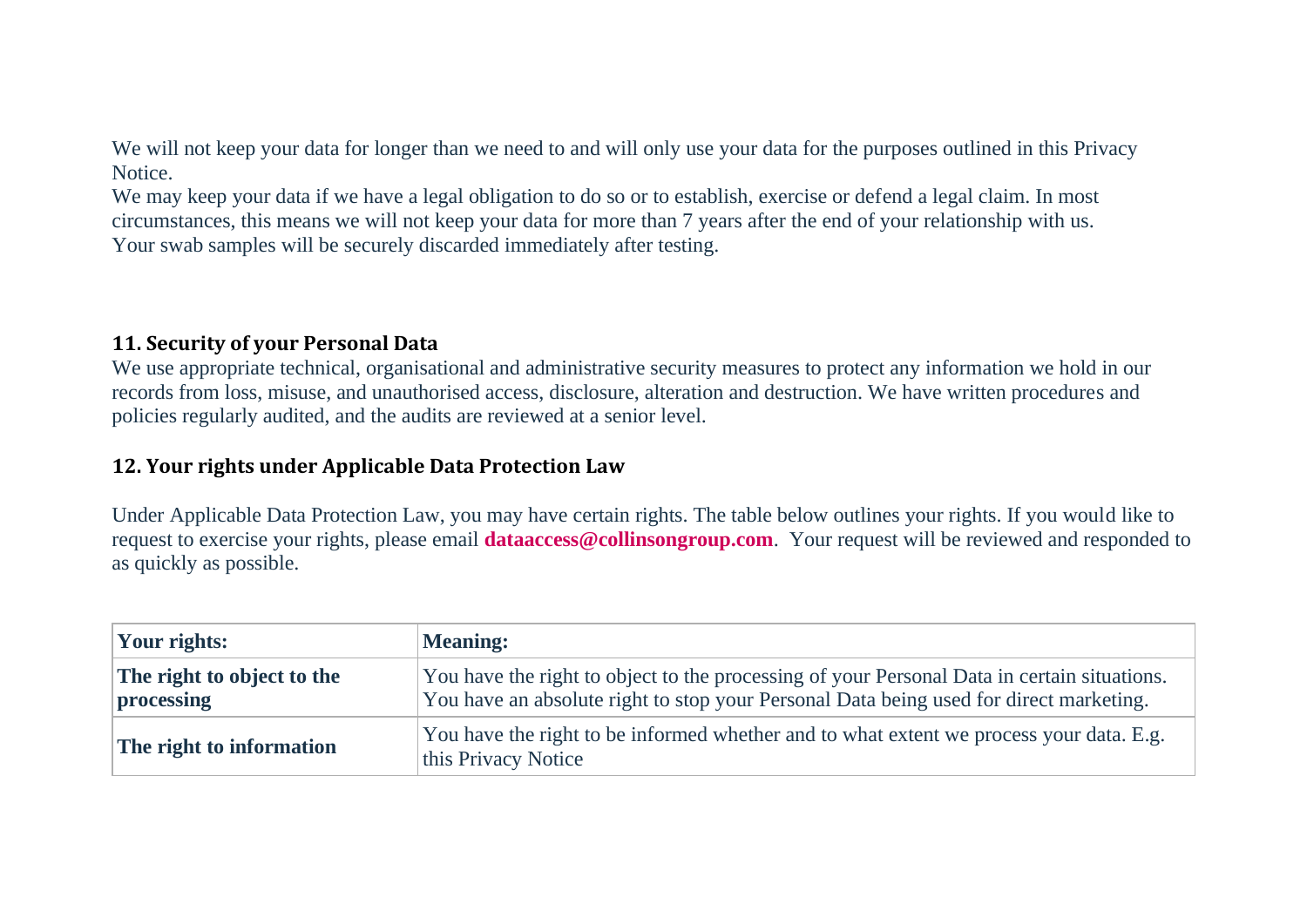We will not keep your data for longer than we need to and will only use your data for the purposes outlined in this Privacy Notice.
We may keep your data if we have a legal obligation to do so or to establish, exercise or defend a legal claim. In most circumstances, this means we will not keep your data for more than 7 years after the end of your relationship with us.
Your swab samples will be securely discarded immediately after testing.

## 11. Security of your Personal Data

We use appropriate technical, organisational and administrative security measures to protect any information we hold in our records from loss, misuse, and unauthorised access, disclosure, alteration and destruction. We have written procedures and policies regularly audited, and the audits are reviewed at a senior level.

## 12. Your rights under Applicable Data Protection Law

Under Applicable Data Protection Law, you may have certain rights. The table below outlines your rights. If you would like to request to exercise your rights, please email **dataaccess@collinsongroup.com**. Your request will be reviewed and responded to as quickly as possible.

| Your rights: | Meaning: |
| --- | --- |
| **The right to object to the processing** | You have the right to object to the processing of your Personal Data in certain situations. You have an absolute right to stop your Personal Data being used for direct marketing. |
| **The right to information** | You have the right to be informed whether and to what extent we process your data. E.g. this Privacy Notice |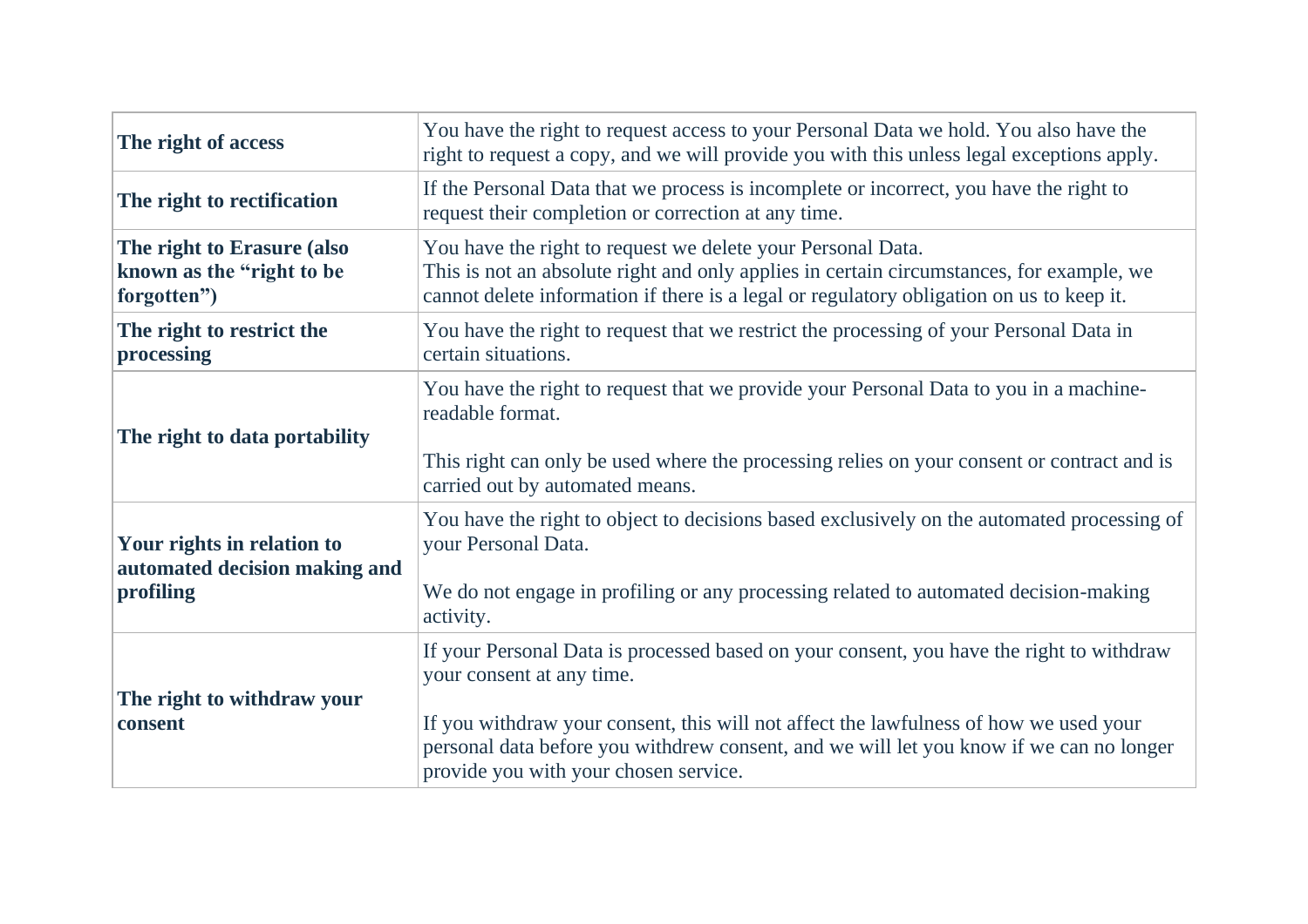| | |
|---|---|
| **The right of access** | You have the right to request access to your Personal Data we hold. You also have the right to request a copy, and we will provide you with this unless legal exceptions apply. |
| **The right to rectification** | If the Personal Data that we process is incomplete or incorrect, you have the right to request their completion or correction at any time. |
| **The right to Erasure (also known as the "right to be forgotten")** | You have the right to request we delete your Personal Data.<br>This is not an absolute right and only applies in certain circumstances, for example, we cannot delete information if there is a legal or regulatory obligation on us to keep it. |
| **The right to restrict the processing** | You have the right to request that we restrict the processing of your Personal Data in certain situations. |
| **The right to data portability** | You have the right to request that we provide your Personal Data to you in a machine-readable format.<br><br>This right can only be used where the processing relies on your consent or contract and is carried out by automated means. |
| **Your rights in relation to automated decision making and profiling** | You have the right to object to decisions based exclusively on the automated processing of your Personal Data.<br><br>We do not engage in profiling or any processing related to automated decision-making activity. |
| **The right to withdraw your consent** | If your Personal Data is processed based on your consent, you have the right to withdraw your consent at any time.<br><br>If you withdraw your consent, this will not affect the lawfulness of how we used your personal data before you withdrew consent, and we will let you know if we can no longer provide you with your chosen service. |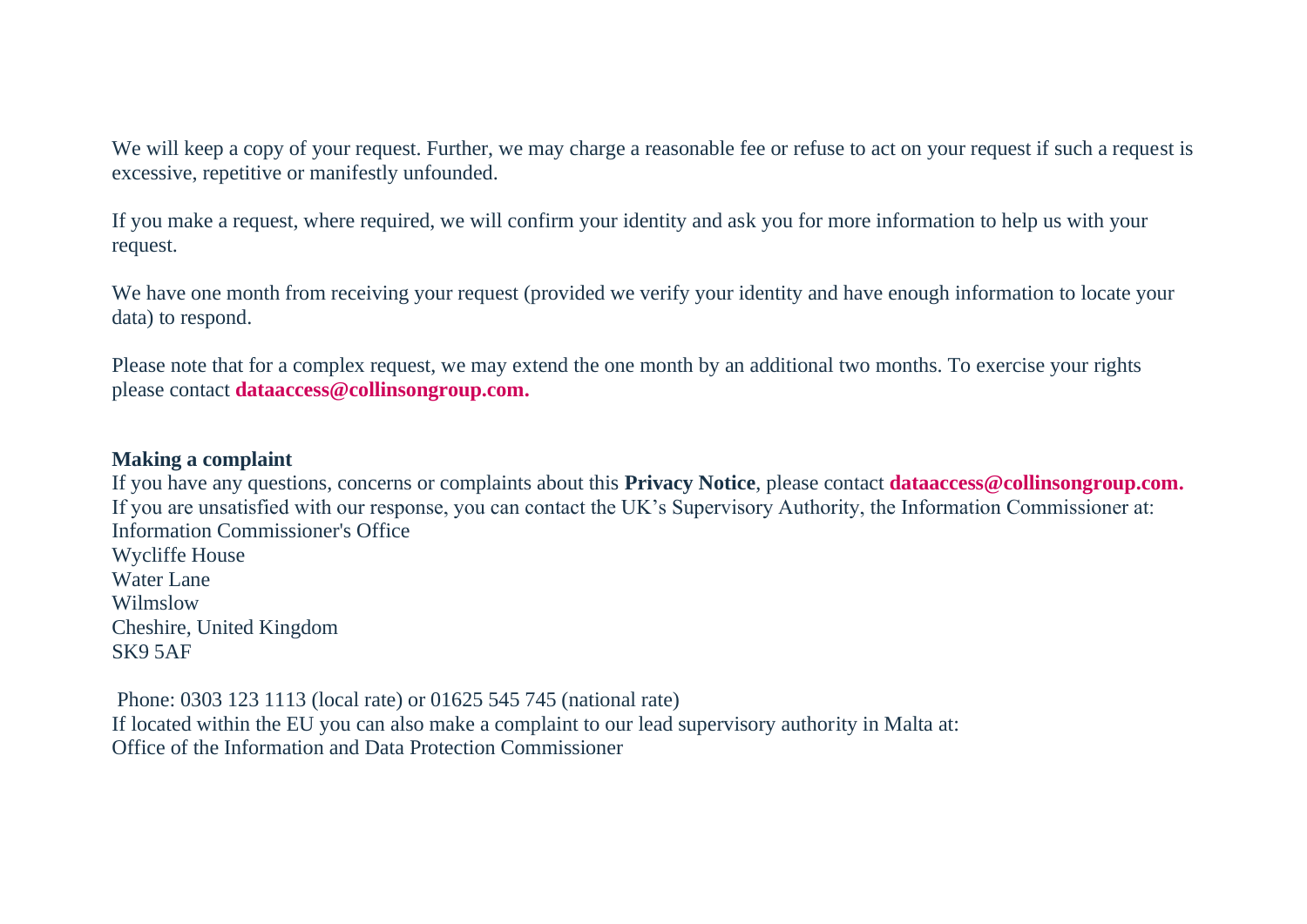We will keep a copy of your request. Further, we may charge a reasonable fee or refuse to act on your request if such a request is excessive, repetitive or manifestly unfounded.

If you make a request, where required, we will confirm your identity and ask you for more information to help us with your request.

We have one month from receiving your request (provided we verify your identity and have enough information to locate your data) to respond.

Please note that for a complex request, we may extend the one month by an additional two months. To exercise your rights please contact **dataaccess@collinsongroup.com.**

**Making a complaint**

If you have any questions, concerns or complaints about this **Privacy Notice**, please contact **dataaccess@collinsongroup.com.**
If you are unsatisfied with our response, you can contact the UK's Supervisory Authority, the Information Commissioner at:
Information Commissioner's Office
Wycliffe House
Water Lane
Wilmslow
Cheshire, United Kingdom
SK9 5AF

Phone: 0303 123 1113 (local rate) or 01625 545 745 (national rate)
If located within the EU you can also make a complaint to our lead supervisory authority in Malta at:
Office of the Information and Data Protection Commissioner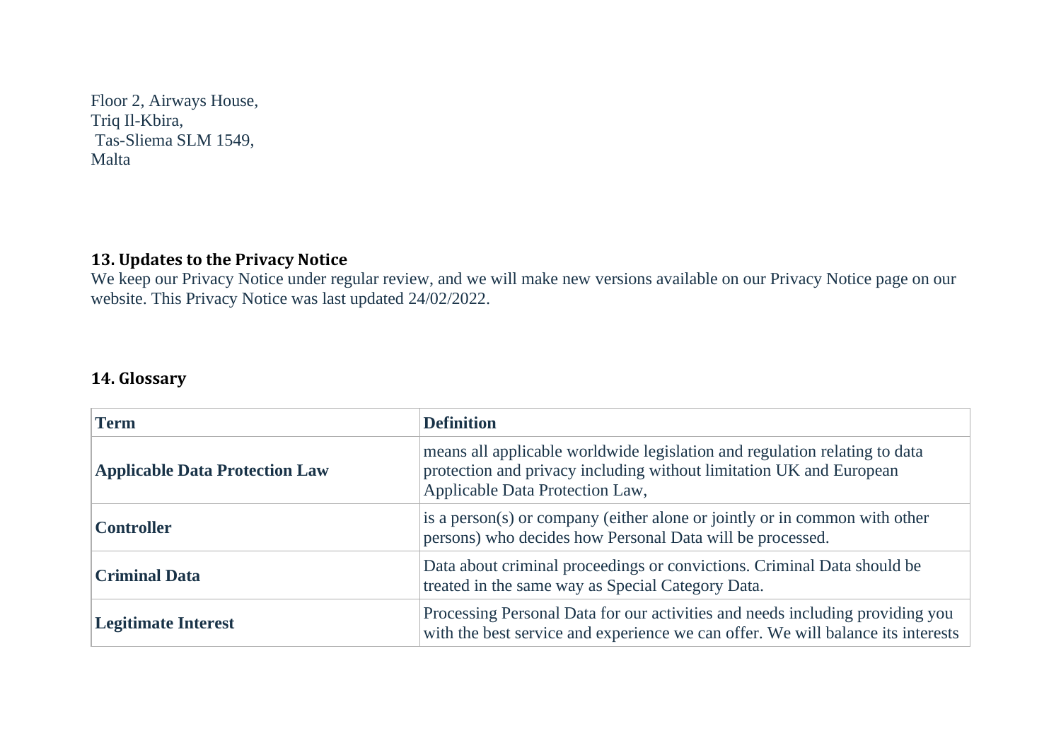Floor 2, Airways House,
Triq Il-Kbira,
Tas-Sliema SLM 1549,
Malta

## 13. Updates to the Privacy Notice

We keep our Privacy Notice under regular review, and we will make new versions available on our Privacy Notice page on our website. This Privacy Notice was last updated 24/02/2022.

## 14. Glossary

| Term | Definition |
|---|---|
| **Applicable Data Protection Law** | means all applicable worldwide legislation and regulation relating to data protection and privacy including without limitation UK and European Applicable Data Protection Law, |
| **Controller** | is a person(s) or company (either alone or jointly or in common with other persons) who decides how Personal Data will be processed. |
| **Criminal Data** | Data about criminal proceedings or convictions. Criminal Data should be treated in the same way as Special Category Data. |
| **Legitimate Interest** | Processing Personal Data for our activities and needs including providing you with the best service and experience we can offer. We will balance its interests |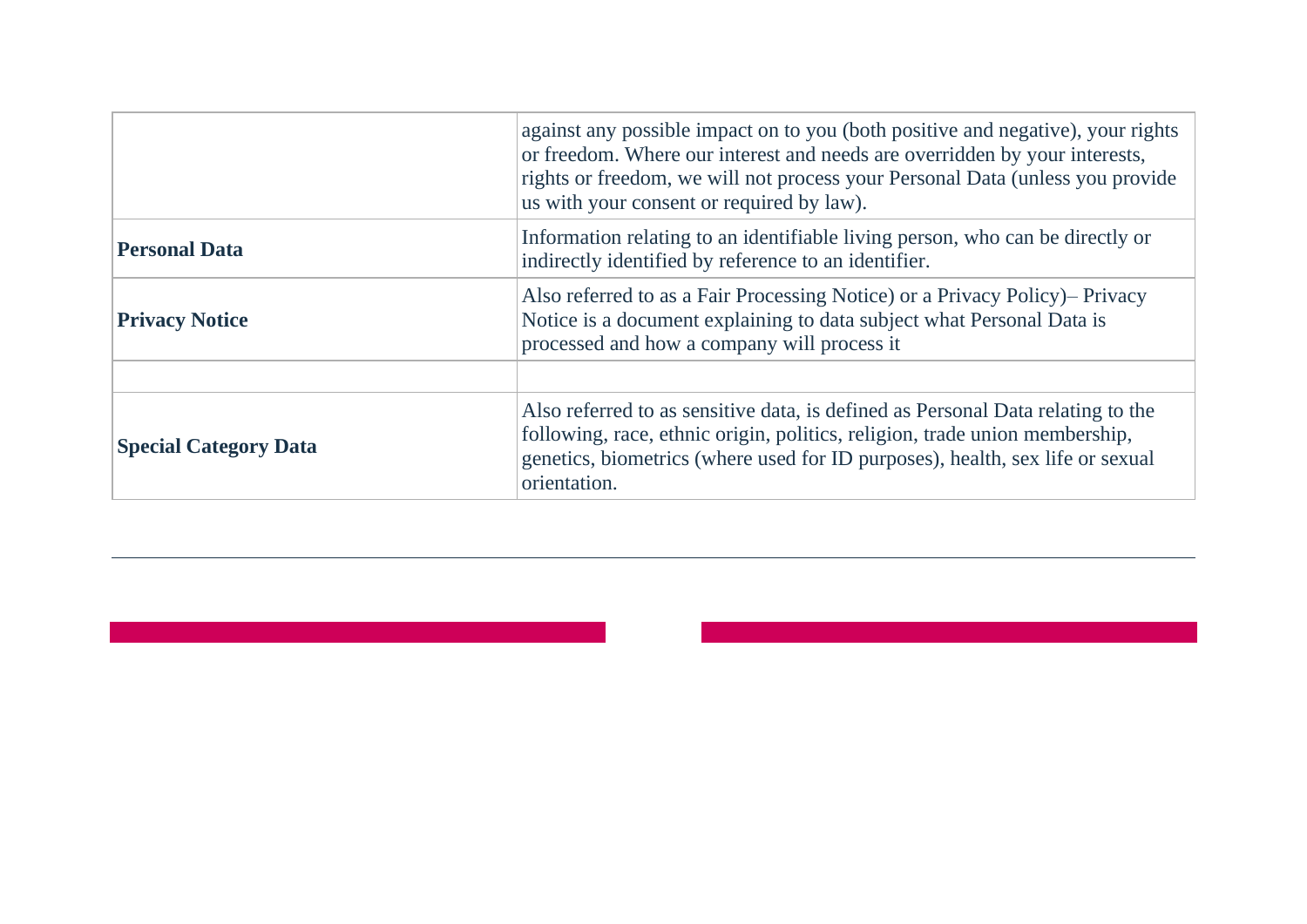| | |
|---|---|
| | against any possible impact on to you (both positive and negative), your rights or freedom. Where our interest and needs are overridden by your interests, rights or freedom, we will not process your Personal Data (unless you provide us with your consent or required by law). |
| **Personal Data** | Information relating to an identifiable living person, who can be directly or indirectly identified by reference to an identifier. |
| **Privacy Notice** | Also referred to as a Fair Processing Notice) or a Privacy Policy)– Privacy Notice is a document explaining to data subject what Personal Data is processed and how a company will process it |
| | |
| **Special Category Data** | Also referred to as sensitive data, is defined as Personal Data relating to the following, race, ethnic origin, politics, religion, trade union membership, genetics, biometrics (where used for ID purposes), health, sex life or sexual orientation. |